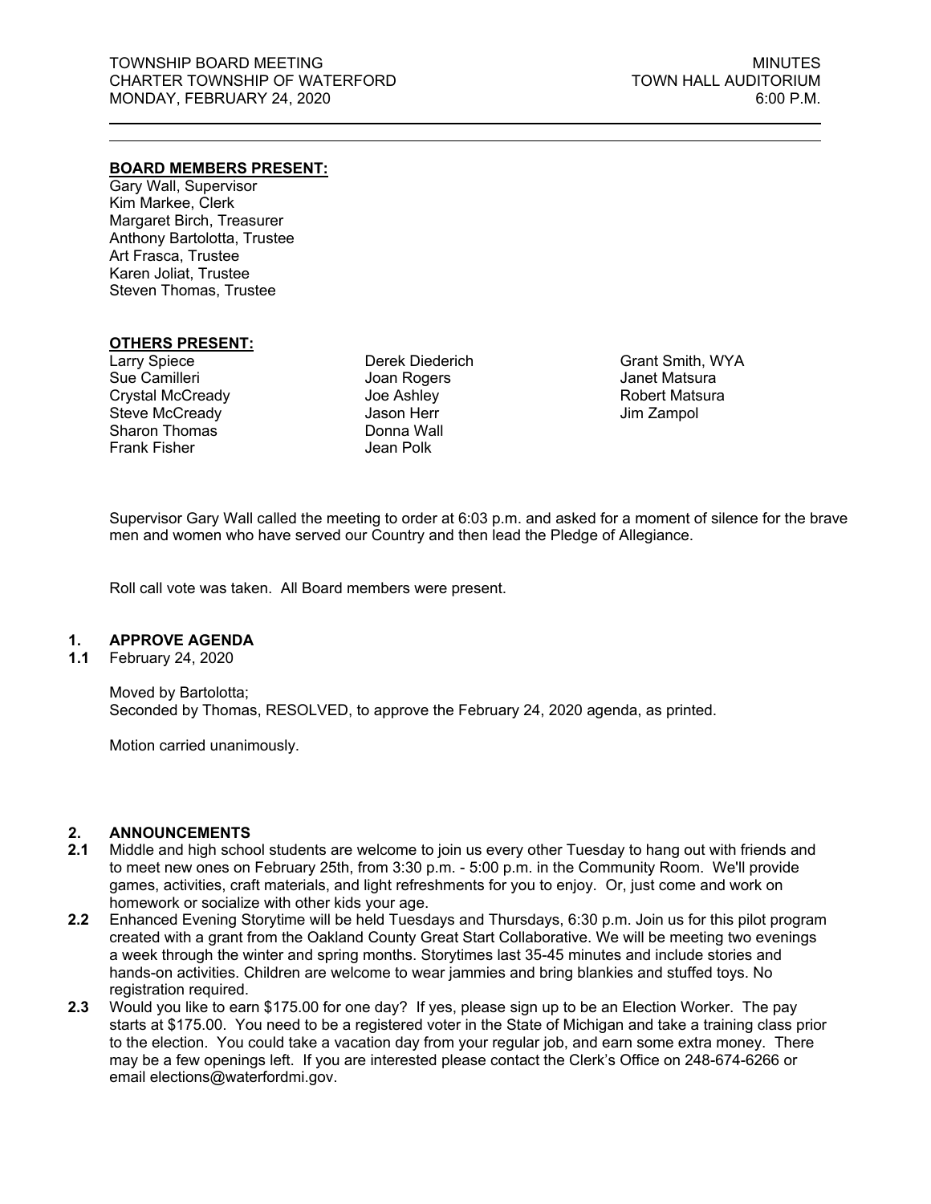TOWNSHIP BOARD MEETING
CHARTER TOWNSHIP OF WATERFORD
MONDAY, FEBRUARY 24, 2020

MINUTES
TOWN HALL AUDITORIUM
6:00 P.M.

**BOARD MEMBERS PRESENT:**

Gary Wall, Supervisor
Kim Markee, Clerk
Margaret Birch, Treasurer
Anthony Bartolotta, Trustee
Art Frasca, Trustee
Karen Joliat, Trustee
Steven Thomas, Trustee

**OTHERS PRESENT:**

Larry Spiece
Sue Camilleri
Crystal McCready
Steve McCready
Sharon Thomas
Frank Fisher
Derek Diederich
Joan Rogers
Joe Ashley
Jason Herr
Donna Wall
Jean Polk
Grant Smith, WYA
Janet Matsura
Robert Matsura
Jim Zampol

Supervisor Gary Wall called the meeting to order at 6:03 p.m. and asked for a moment of silence for the brave men and women who have served our Country and then lead the Pledge of Allegiance.

Roll call vote was taken. All Board members were present.

## 1. APPROVE AGENDA

**1.1** February 24, 2020

Moved by Bartolotta;
Seconded by Thomas, RESOLVED, to approve the February 24, 2020 agenda, as printed.

Motion carried unanimously.

## 2. ANNOUNCEMENTS

**2.1** Middle and high school students are welcome to join us every other Tuesday to hang out with friends and to meet new ones on February 25th, from 3:30 p.m. - 5:00 p.m. in the Community Room. We'll provide games, activities, craft materials, and light refreshments for you to enjoy. Or, just come and work on homework or socialize with other kids your age.

**2.2** Enhanced Evening Storytime will be held Tuesdays and Thursdays, 6:30 p.m. Join us for this pilot program created with a grant from the Oakland County Great Start Collaborative. We will be meeting two evenings a week through the winter and spring months. Storytimes last 35-45 minutes and include stories and hands-on activities. Children are welcome to wear jammies and bring blankies and stuffed toys. No registration required.

**2.3** Would you like to earn $175.00 for one day? If yes, please sign up to be an Election Worker. The pay starts at $175.00. You need to be a registered voter in the State of Michigan and take a training class prior to the election. You could take a vacation day from your regular job, and earn some extra money. There may be a few openings left. If you are interested please contact the Clerk's Office on 248-674-6266 or email elections@waterfordmi.gov.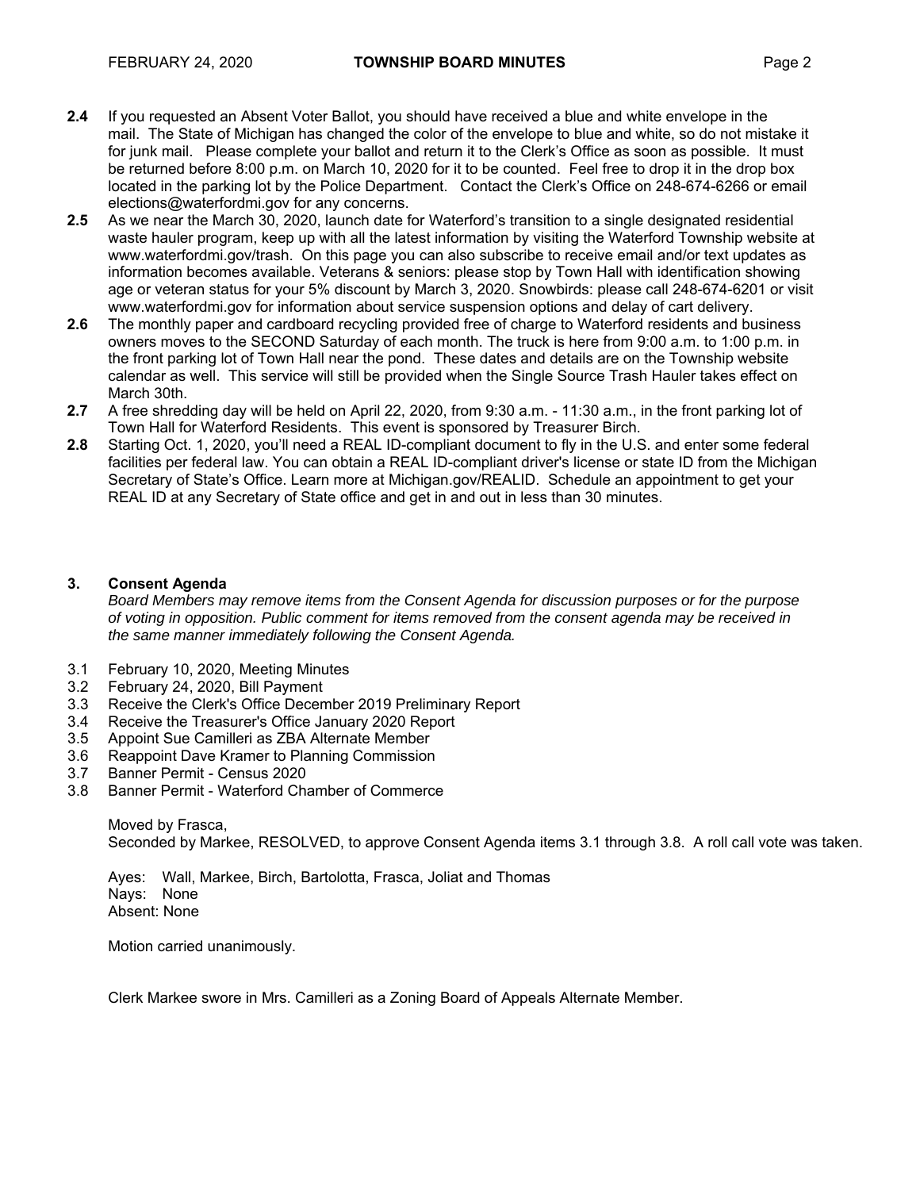**2.4** If you requested an Absent Voter Ballot, you should have received a blue and white envelope in the mail. The State of Michigan has changed the color of the envelope to blue and white, so do not mistake it for junk mail. Please complete your ballot and return it to the Clerk's Office as soon as possible. It must be returned before 8:00 p.m. on March 10, 2020 for it to be counted. Feel free to drop it in the drop box located in the parking lot by the Police Department. Contact the Clerk's Office on 248-674-6266 or email elections@waterfordmi.gov for any concerns.

**2.5** As we near the March 30, 2020, launch date for Waterford's transition to a single designated residential waste hauler program, keep up with all the latest information by visiting the Waterford Township website at www.waterfordmi.gov/trash. On this page you can also subscribe to receive email and/or text updates as information becomes available. Veterans & seniors: please stop by Town Hall with identification showing age or veteran status for your 5% discount by March 3, 2020. Snowbirds: please call 248-674-6201 or visit www.waterfordmi.gov for information about service suspension options and delay of cart delivery.

**2.6** The monthly paper and cardboard recycling provided free of charge to Waterford residents and business owners moves to the SECOND Saturday of each month. The truck is here from 9:00 a.m. to 1:00 p.m. in the front parking lot of Town Hall near the pond. These dates and details are on the Township website calendar as well. This service will still be provided when the Single Source Trash Hauler takes effect on March 30th.

**2.7** A free shredding day will be held on April 22, 2020, from 9:30 a.m. - 11:30 a.m., in the front parking lot of Town Hall for Waterford Residents. This event is sponsored by Treasurer Birch.

**2.8** Starting Oct. 1, 2020, you'll need a REAL ID-compliant document to fly in the U.S. and enter some federal facilities per federal law. You can obtain a REAL ID-compliant driver's license or state ID from the Michigan Secretary of State's Office. Learn more at Michigan.gov/REALID. Schedule an appointment to get your REAL ID at any Secretary of State office and get in and out in less than 30 minutes.

## 3. Consent Agenda

*Board Members may remove items from the Consent Agenda for discussion purposes or for the purpose of voting in opposition. Public comment for items removed from the consent agenda may be received in the same manner immediately following the Consent Agenda.*

3.1 February 10, 2020, Meeting Minutes
3.2 February 24, 2020, Bill Payment
3.3 Receive the Clerk's Office December 2019 Preliminary Report
3.4 Receive the Treasurer's Office January 2020 Report
3.5 Appoint Sue Camilleri as ZBA Alternate Member
3.6 Reappoint Dave Kramer to Planning Commission
3.7 Banner Permit - Census 2020
3.8 Banner Permit - Waterford Chamber of Commerce

Moved by Frasca,
Seconded by Markee, RESOLVED, to approve Consent Agenda items 3.1 through 3.8. A roll call vote was taken.

Ayes: Wall, Markee, Birch, Bartolotta, Frasca, Joliat and Thomas
Nays: None
Absent: None

Motion carried unanimously.

Clerk Markee swore in Mrs. Camilleri as a Zoning Board of Appeals Alternate Member.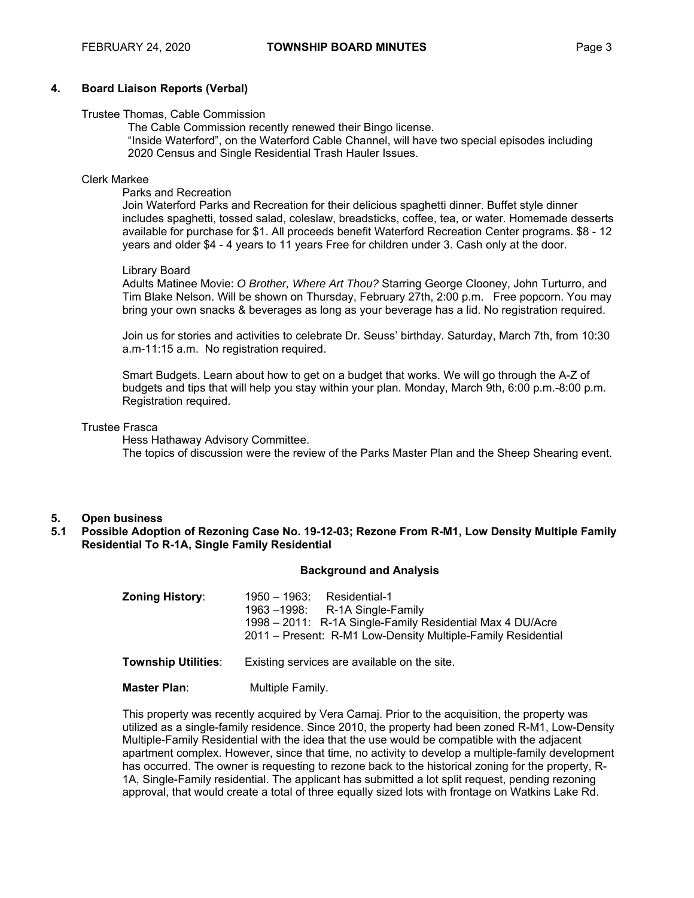## 4. Board Liaison Reports (Verbal)

Trustee Thomas, Cable Commission

The Cable Commission recently renewed their Bingo license.
"Inside Waterford", on the Waterford Cable Channel, will have two special episodes including 2020 Census and Single Residential Trash Hauler Issues.

Clerk Markee

Parks and Recreation

Join Waterford Parks and Recreation for their delicious spaghetti dinner. Buffet style dinner includes spaghetti, tossed salad, coleslaw, breadsticks, coffee, tea, or water. Homemade desserts available for purchase for $1. All proceeds benefit Waterford Recreation Center programs. $8 - 12 years and older $4 - 4 years to 11 years Free for children under 3. Cash only at the door.

Library Board

Adults Matinee Movie: *O Brother, Where Art Thou?* Starring George Clooney, John Turturro, and Tim Blake Nelson. Will be shown on Thursday, February 27th, 2:00 p.m. Free popcorn. You may bring your own snacks & beverages as long as your beverage has a lid. No registration required.

Join us for stories and activities to celebrate Dr. Seuss' birthday. Saturday, March 7th, from 10:30 a.m-11:15 a.m. No registration required.

Smart Budgets. Learn about how to get on a budget that works. We will go through the A-Z of budgets and tips that will help you stay within your plan. Monday, March 9th, 6:00 p.m.-8:00 p.m. Registration required.

Trustee Frasca

Hess Hathaway Advisory Committee.
The topics of discussion were the review of the Parks Master Plan and the Sheep Shearing event.

## 5. Open business

### 5.1 Possible Adoption of Rezoning Case No. 19-12-03; Rezone From R-M1, Low Density Multiple Family Residential To R-1A, Single Family Residential

**Background and Analysis**

**Zoning History**: 1950 – 1963: Residential-1
1963 –1998: R-1A Single-Family
1998 – 2011: R-1A Single-Family Residential Max 4 DU/Acre
2011 – Present: R-M1 Low-Density Multiple-Family Residential

**Township Utilities**: Existing services are available on the site.

**Master Plan**: Multiple Family.

This property was recently acquired by Vera Camaj. Prior to the acquisition, the property was utilized as a single-family residence. Since 2010, the property had been zoned R-M1, Low-Density Multiple-Family Residential with the idea that the use would be compatible with the adjacent apartment complex. However, since that time, no activity to develop a multiple-family development has occurred. The owner is requesting to rezone back to the historical zoning for the property, R-1A, Single-Family residential. The applicant has submitted a lot split request, pending rezoning approval, that would create a total of three equally sized lots with frontage on Watkins Lake Rd.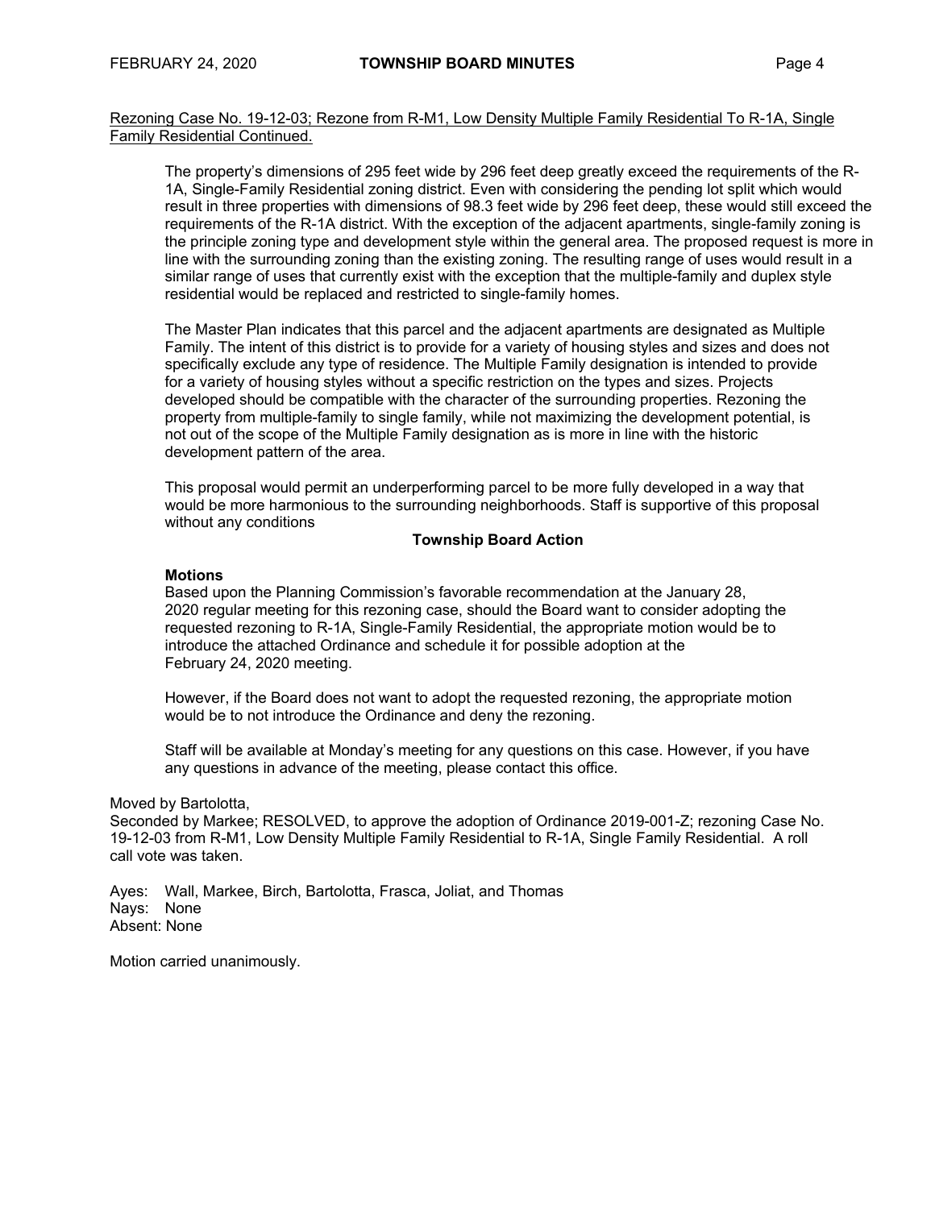Rezoning Case No. 19-12-03; Rezone from R-M1, Low Density Multiple Family Residential To R-1A, Single Family Residential Continued.

The property's dimensions of 295 feet wide by 296 feet deep greatly exceed the requirements of the R-1A, Single-Family Residential zoning district. Even with considering the pending lot split which would result in three properties with dimensions of 98.3 feet wide by 296 feet deep, these would still exceed the requirements of the R-1A district. With the exception of the adjacent apartments, single-family zoning is the principle zoning type and development style within the general area. The proposed request is more in line with the surrounding zoning than the existing zoning. The resulting range of uses would result in a similar range of uses that currently exist with the exception that the multiple-family and duplex style residential would be replaced and restricted to single-family homes.

The Master Plan indicates that this parcel and the adjacent apartments are designated as Multiple Family. The intent of this district is to provide for a variety of housing styles and sizes and does not specifically exclude any type of residence. The Multiple Family designation is intended to provide for a variety of housing styles without a specific restriction on the types and sizes. Projects developed should be compatible with the character of the surrounding properties. Rezoning the property from multiple-family to single family, while not maximizing the development potential, is not out of the scope of the Multiple Family designation as is more in line with the historic development pattern of the area.

This proposal would permit an underperforming parcel to be more fully developed in a way that would be more harmonious to the surrounding neighborhoods. Staff is supportive of this proposal without any conditions

**Township Board Action**

**Motions**

Based upon the Planning Commission's favorable recommendation at the January 28, 2020 regular meeting for this rezoning case, should the Board want to consider adopting the requested rezoning to R-1A, Single-Family Residential, the appropriate motion would be to introduce the attached Ordinance and schedule it for possible adoption at the February 24, 2020 meeting.

However, if the Board does not want to adopt the requested rezoning, the appropriate motion would be to not introduce the Ordinance and deny the rezoning.

Staff will be available at Monday's meeting for any questions on this case. However, if you have any questions in advance of the meeting, please contact this office.

Moved by Bartolotta,
Seconded by Markee; RESOLVED, to approve the adoption of Ordinance 2019-001-Z; rezoning Case No. 19-12-03 from R-M1, Low Density Multiple Family Residential to R-1A, Single Family Residential. A roll call vote was taken.

Ayes: Wall, Markee, Birch, Bartolotta, Frasca, Joliat, and Thomas
Nays: None
Absent: None

Motion carried unanimously.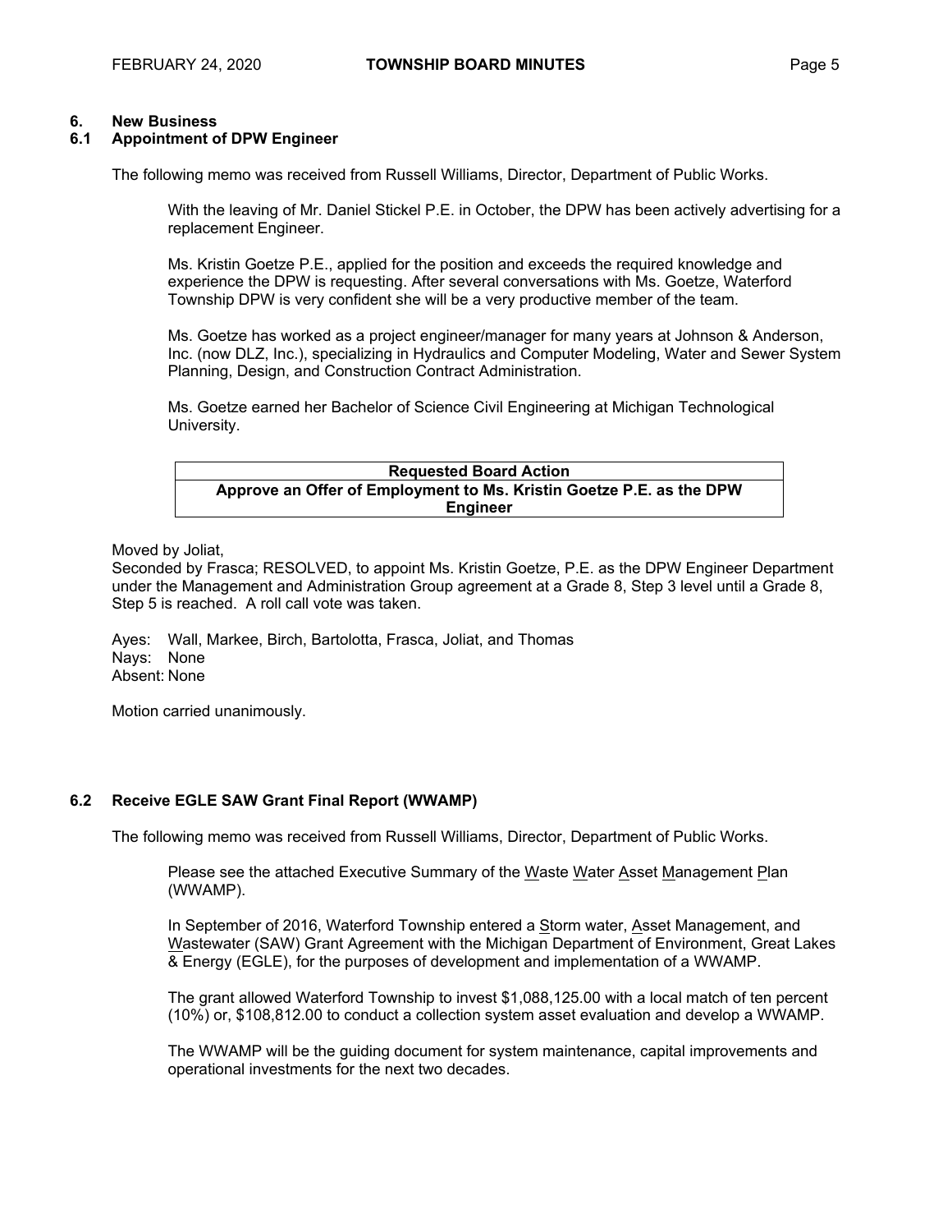## 6. New Business

### 6.1 Appointment of DPW Engineer

The following memo was received from Russell Williams, Director, Department of Public Works.

> With the leaving of Mr. Daniel Stickel P.E. in October, the DPW has been actively advertising for a replacement Engineer.
>
> Ms. Kristin Goetze P.E., applied for the position and exceeds the required knowledge and experience the DPW is requesting. After several conversations with Ms. Goetze, Waterford Township DPW is very confident she will be a very productive member of the team.
>
> Ms. Goetze has worked as a project engineer/manager for many years at Johnson & Anderson, Inc. (now DLZ, Inc.), specializing in Hydraulics and Computer Modeling, Water and Sewer System Planning, Design, and Construction Contract Administration.
>
> Ms. Goetze earned her Bachelor of Science Civil Engineering at Michigan Technological University.

| Requested Board Action |
|---|
| **Approve an Offer of Employment to Ms. Kristin Goetze P.E. as the DPW Engineer** |

Moved by Joliat,
Seconded by Frasca; RESOLVED, to appoint Ms. Kristin Goetze, P.E. as the DPW Engineer Department under the Management and Administration Group agreement at a Grade 8, Step 3 level until a Grade 8, Step 5 is reached. A roll call vote was taken.

Ayes: Wall, Markee, Birch, Bartolotta, Frasca, Joliat, and Thomas
Nays: None
Absent: None

Motion carried unanimously.

### 6.2 Receive EGLE SAW Grant Final Report (WWAMP)

The following memo was received from Russell Williams, Director, Department of Public Works.

> Please see the attached Executive Summary of the Waste Water Asset Management Plan (WWAMP).
>
> In September of 2016, Waterford Township entered a Storm water, Asset Management, and Wastewater (SAW) Grant Agreement with the Michigan Department of Environment, Great Lakes & Energy (EGLE), for the purposes of development and implementation of a WWAMP.
>
> The grant allowed Waterford Township to invest $1,088,125.00 with a local match of ten percent (10%) or, $108,812.00 to conduct a collection system asset evaluation and develop a WWAMP.
>
> The WWAMP will be the guiding document for system maintenance, capital improvements and operational investments for the next two decades.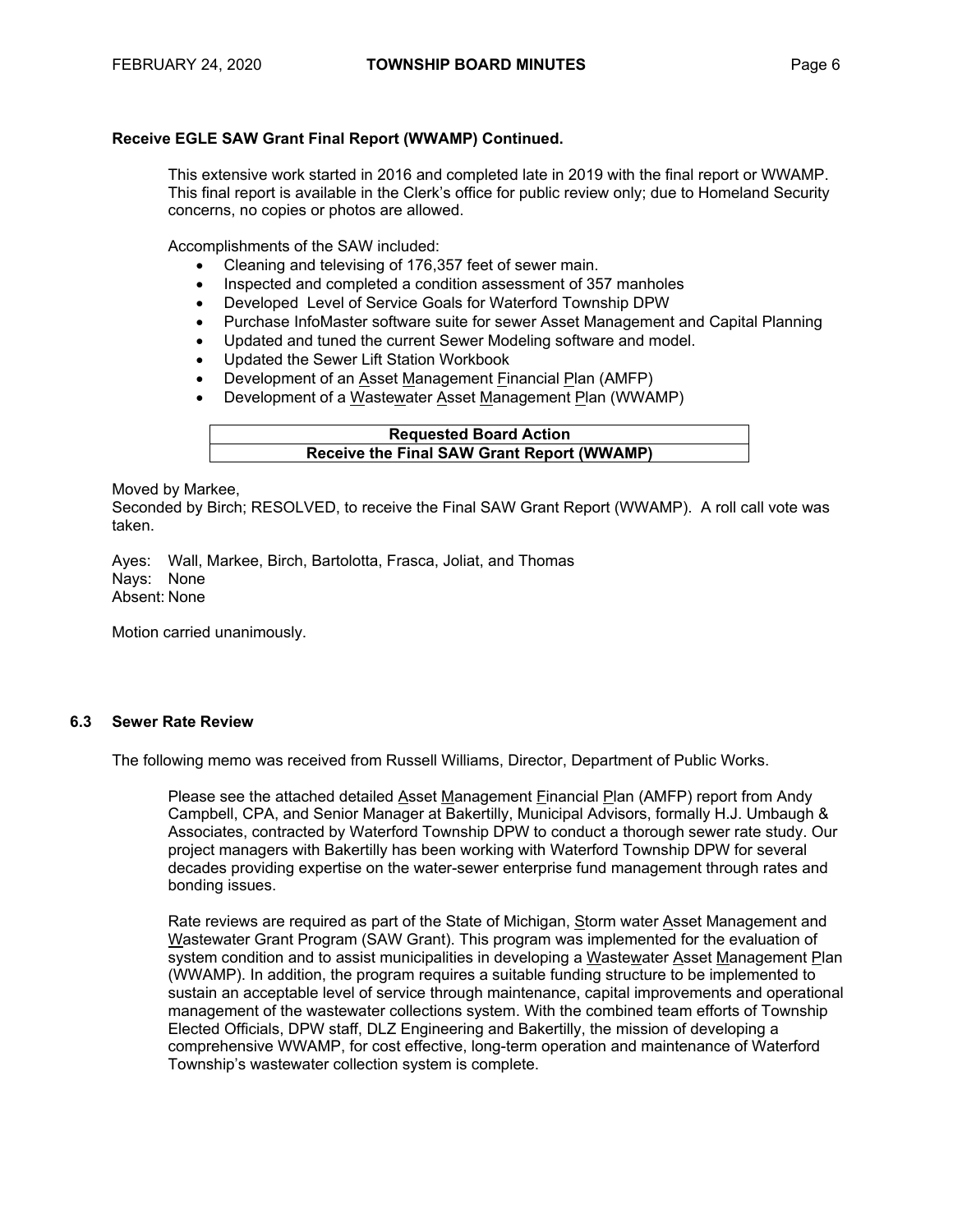**Receive EGLE SAW Grant Final Report (WWAMP) Continued.**

This extensive work started in 2016 and completed late in 2019 with the final report or WWAMP. This final report is available in the Clerk's office for public review only; due to Homeland Security concerns, no copies or photos are allowed.

Accomplishments of the SAW included:

- Cleaning and televising of 176,357 feet of sewer main.
- Inspected and completed a condition assessment of 357 manholes
- Developed Level of Service Goals for Waterford Township DPW
- Purchase InfoMaster software suite for sewer Asset Management and Capital Planning
- Updated and tuned the current Sewer Modeling software and model.
- Updated the Sewer Lift Station Workbook
- Development of an Asset Management Financial Plan (AMFP)
- Development of a Wastewater Asset Management Plan (WWAMP)

| **Requested Board Action** |
| --- |
| **Receive the Final SAW Grant Report (WWAMP)** |

Moved by Markee,
Seconded by Birch; RESOLVED, to receive the Final SAW Grant Report (WWAMP). A roll call vote was taken.

Ayes: Wall, Markee, Birch, Bartolotta, Frasca, Joliat, and Thomas
Nays: None
Absent: None

Motion carried unanimously.

### 6.3 Sewer Rate Review

The following memo was received from Russell Williams, Director, Department of Public Works.

Please see the attached detailed Asset Management Financial Plan (AMFP) report from Andy Campbell, CPA, and Senior Manager at Bakertilly, Municipal Advisors, formally H.J. Umbaugh & Associates, contracted by Waterford Township DPW to conduct a thorough sewer rate study. Our project managers with Bakertilly has been working with Waterford Township DPW for several decades providing expertise on the water-sewer enterprise fund management through rates and bonding issues.

Rate reviews are required as part of the State of Michigan, Storm water Asset Management and Wastewater Grant Program (SAW Grant). This program was implemented for the evaluation of system condition and to assist municipalities in developing a Wastewater Asset Management Plan (WWAMP). In addition, the program requires a suitable funding structure to be implemented to sustain an acceptable level of service through maintenance, capital improvements and operational management of the wastewater collections system. With the combined team efforts of Township Elected Officials, DPW staff, DLZ Engineering and Bakertilly, the mission of developing a comprehensive WWAMP, for cost effective, long-term operation and maintenance of Waterford Township's wastewater collection system is complete.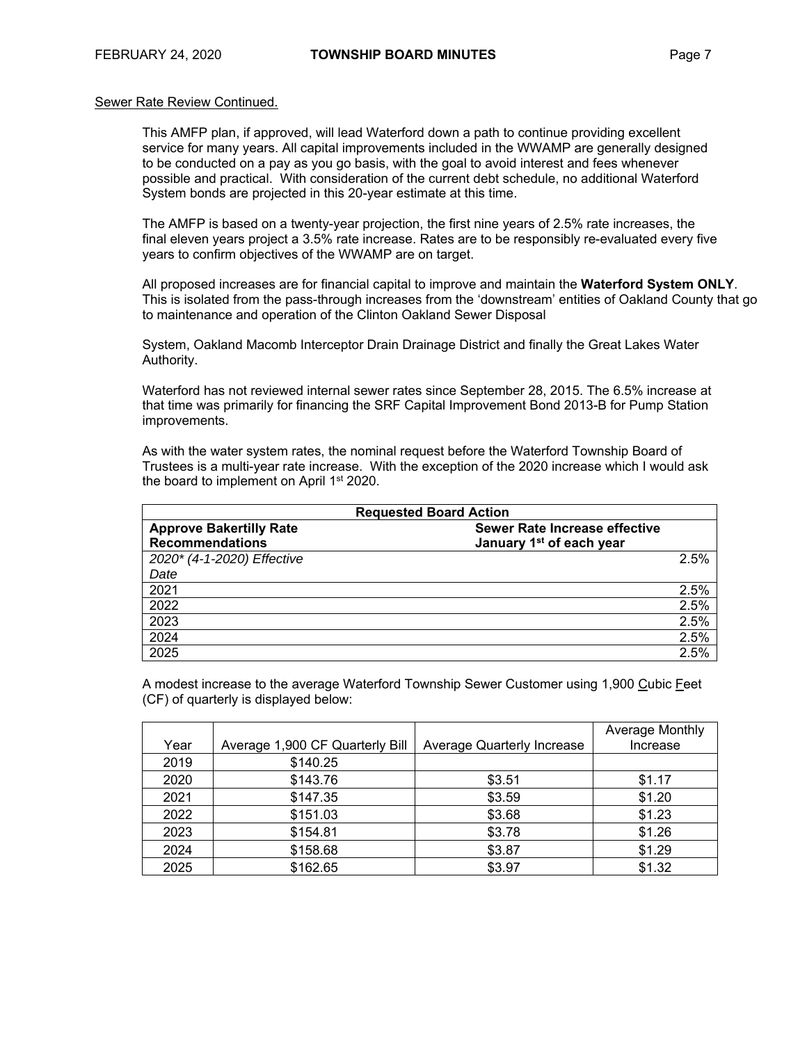Sewer Rate Review Continued.

This AMFP plan, if approved, will lead Waterford down a path to continue providing excellent service for many years. All capital improvements included in the WWAMP are generally designed to be conducted on a pay as you go basis, with the goal to avoid interest and fees whenever possible and practical. With consideration of the current debt schedule, no additional Waterford System bonds are projected in this 20-year estimate at this time.

The AMFP is based on a twenty-year projection, the first nine years of 2.5% rate increases, the final eleven years project a 3.5% rate increase. Rates are to be responsibly re-evaluated every five years to confirm objectives of the WWAMP are on target.

All proposed increases are for financial capital to improve and maintain the **Waterford System ONLY**. This is isolated from the pass-through increases from the 'downstream' entities of Oakland County that go to maintenance and operation of the Clinton Oakland Sewer Disposal

System, Oakland Macomb Interceptor Drain Drainage District and finally the Great Lakes Water Authority.

Waterford has not reviewed internal sewer rates since September 28, 2015. The 6.5% increase at that time was primarily for financing the SRF Capital Improvement Bond 2013-B for Pump Station improvements.

As with the water system rates, the nominal request before the Waterford Township Board of Trustees is a multi-year rate increase. With the exception of the 2020 increase which I would ask the board to implement on April 1st 2020.

| **Requested Board Action** | |
|---|---|
| **Approve Bakertilly Rate Recommendations** | **Sewer Rate Increase effective January 1st of each year** |
| *2020\* (4-1-2020) Effective Date* | 2.5% |
| 2021 | 2.5% |
| 2022 | 2.5% |
| 2023 | 2.5% |
| 2024 | 2.5% |
| 2025 | 2.5% |

A modest increase to the average Waterford Township Sewer Customer using 1,900 Cubic Feet (CF) of quarterly is displayed below:

| Year | Average 1,900 CF Quarterly Bill | Average Quarterly Increase | Average Monthly Increase |
|---|---|---|---|
| 2019 | $140.25 | | |
| 2020 | $143.76 | $3.51 | $1.17 |
| 2021 | $147.35 | $3.59 | $1.20 |
| 2022 | $151.03 | $3.68 | $1.23 |
| 2023 | $154.81 | $3.78 | $1.26 |
| 2024 | $158.68 | $3.87 | $1.29 |
| 2025 | $162.65 | $3.97 | $1.32 |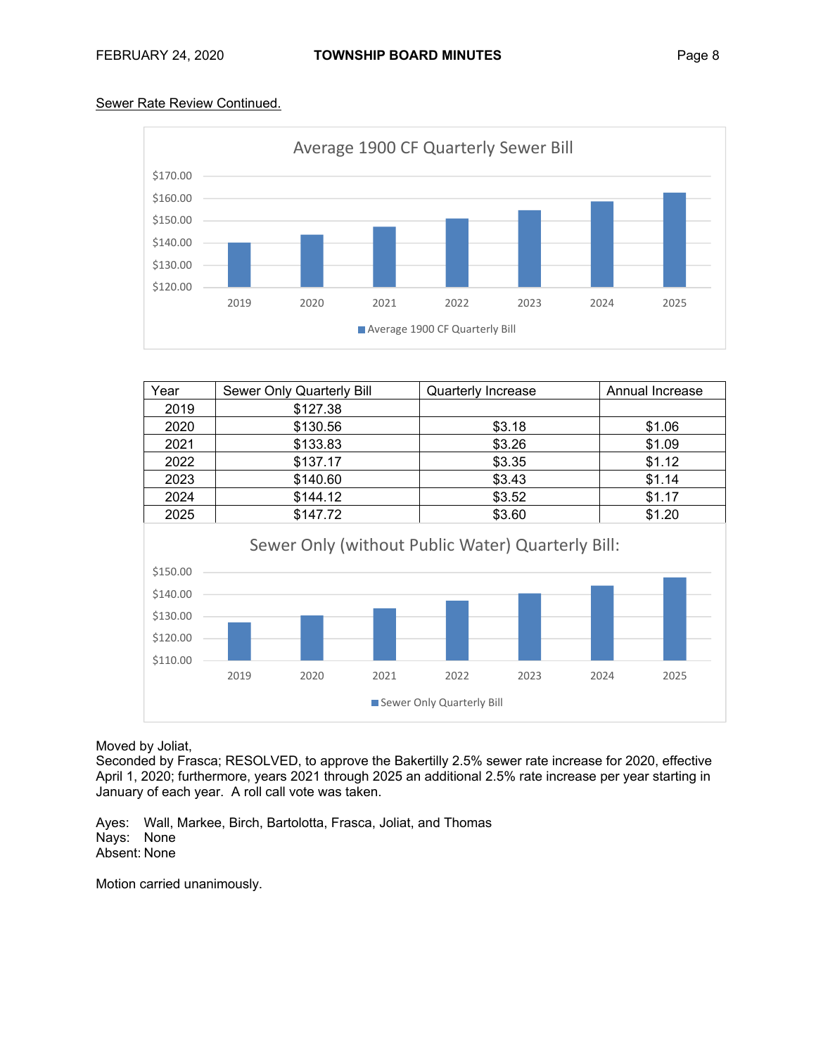Sewer Rate Review Continued.

Average 1900 CF Quarterly Sewer Bill

$170.00
$160.00
$150.00
$140.00
$130.00
$120.00

2019 2020 2021 2022 2023 2024 2025

Average 1900 CF Quarterly Bill

| Year | Sewer Only Quarterly Bill | Quarterly Increase | Annual Increase |
|---|---|---|---|
| 2019 | $127.38 | | |
| 2020 | $130.56 | $3.18 | $1.06 |
| 2021 | $133.83 | $3.26 | $1.09 |
| 2022 | $137.17 | $3.35 | $1.12 |
| 2023 | $140.60 | $3.43 | $1.14 |
| 2024 | $144.12 | $3.52 | $1.17 |
| 2025 | $147.72 | $3.60 | $1.20 |

Sewer Only (without Public Water) Quarterly Bill:

$150.00
$140.00
$130.00
$120.00
$110.00

2019 2020 2021 2022 2023 2024 2025

Sewer Only Quarterly Bill

Moved by Joliat,
Seconded by Frasca; RESOLVED, to approve the Bakertilly 2.5% sewer rate increase for 2020, effective April 1, 2020; furthermore, years 2021 through 2025 an additional 2.5% rate increase per year starting in January of each year. A roll call vote was taken.

Ayes: Wall, Markee, Birch, Bartolotta, Frasca, Joliat, and Thomas
Nays: None
Absent: None

Motion carried unanimously.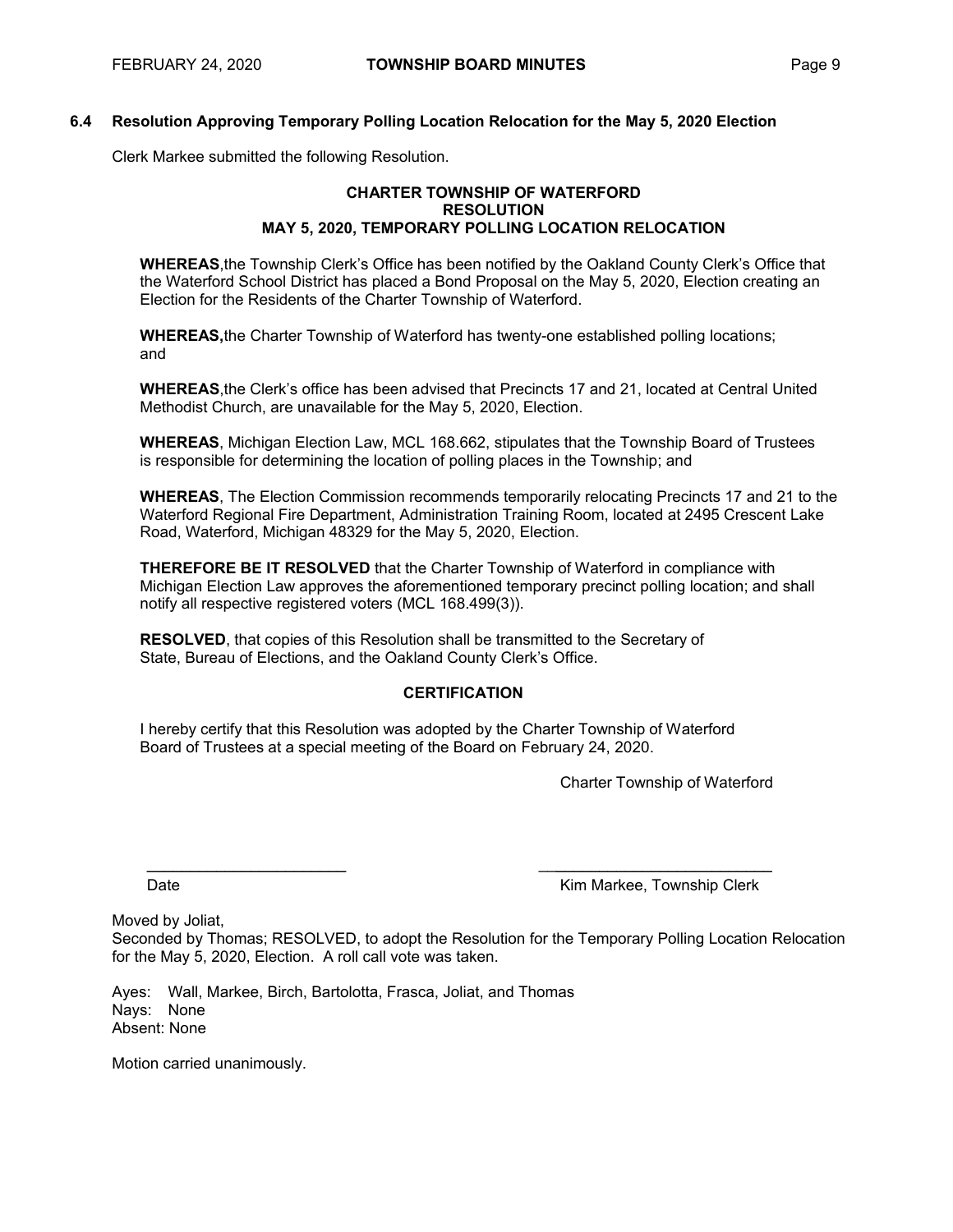### 6.4 Resolution Approving Temporary Polling Location Relocation for the May 5, 2020 Election

Clerk Markee submitted the following Resolution.

**CHARTER TOWNSHIP OF WATERFORD**
**RESOLUTION**
**MAY 5, 2020, TEMPORARY POLLING LOCATION RELOCATION**

**WHEREAS**,the Township Clerk's Office has been notified by the Oakland County Clerk's Office that the Waterford School District has placed a Bond Proposal on the May 5, 2020, Election creating an Election for the Residents of the Charter Township of Waterford.

**WHEREAS,**the Charter Township of Waterford has twenty-one established polling locations; and

**WHEREAS**,the Clerk's office has been advised that Precincts 17 and 21, located at Central United Methodist Church, are unavailable for the May 5, 2020, Election.

**WHEREAS**, Michigan Election Law, MCL 168.662, stipulates that the Township Board of Trustees is responsible for determining the location of polling places in the Township; and

**WHEREAS**, The Election Commission recommends temporarily relocating Precincts 17 and 21 to the Waterford Regional Fire Department, Administration Training Room, located at 2495 Crescent Lake Road, Waterford, Michigan 48329 for the May 5, 2020, Election.

**THEREFORE BE IT RESOLVED** that the Charter Township of Waterford in compliance with Michigan Election Law approves the aforementioned temporary precinct polling location; and shall notify all respective registered voters (MCL 168.499(3)).

**RESOLVED**, that copies of this Resolution shall be transmitted to the Secretary of State, Bureau of Elections, and the Oakland County Clerk's Office.

**CERTIFICATION**

I hereby certify that this Resolution was adopted by the Charter Township of Waterford Board of Trustees at a special meeting of the Board on February 24, 2020.

Charter Township of Waterford

\_\_\_\_\_\_\_\_\_\_\_\_\_\_\_\_\_\_\_\_\_\_\_\_ \_\_\_\_\_\_\_\_\_\_\_\_\_\_\_\_\_\_\_\_\_\_\_\_\_\_\_\_
Date Kim Markee, Township Clerk

Moved by Joliat,
Seconded by Thomas; RESOLVED, to adopt the Resolution for the Temporary Polling Location Relocation for the May 5, 2020, Election. A roll call vote was taken.

Ayes: Wall, Markee, Birch, Bartolotta, Frasca, Joliat, and Thomas
Nays: None
Absent: None

Motion carried unanimously.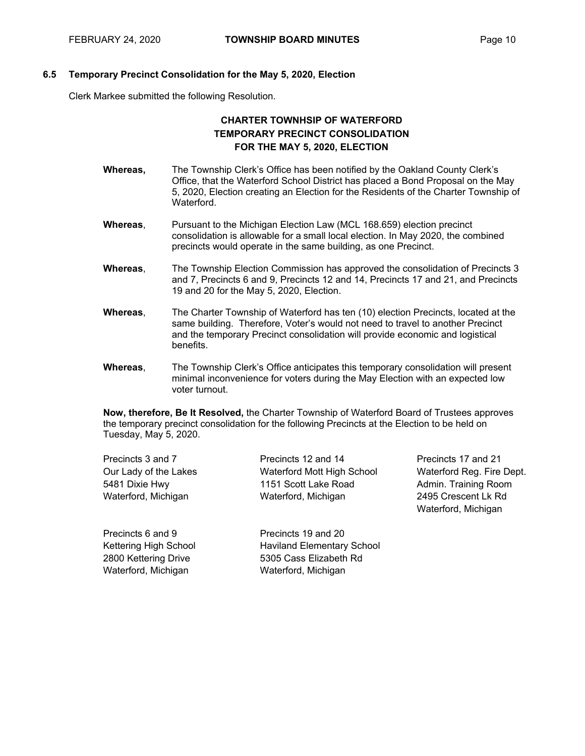### 6.5 Temporary Precinct Consolidation for the May 5, 2020, Election

Clerk Markee submitted the following Resolution.

**CHARTER TOWNHSIP OF WATERFORD**
**TEMPORARY PRECINCT CONSOLIDATION**
**FOR THE MAY 5, 2020, ELECTION**

**Whereas,** The Township Clerk's Office has been notified by the Oakland County Clerk's Office, that the Waterford School District has placed a Bond Proposal on the May 5, 2020, Election creating an Election for the Residents of the Charter Township of Waterford.

**Whereas**, Pursuant to the Michigan Election Law (MCL 168.659) election precinct consolidation is allowable for a small local election. In May 2020, the combined precincts would operate in the same building, as one Precinct.

**Whereas**, The Township Election Commission has approved the consolidation of Precincts 3 and 7, Precincts 6 and 9, Precincts 12 and 14, Precincts 17 and 21, and Precincts 19 and 20 for the May 5, 2020, Election.

**Whereas**, The Charter Township of Waterford has ten (10) election Precincts, located at the same building. Therefore, Voter's would not need to travel to another Precinct and the temporary Precinct consolidation will provide economic and logistical benefits.

**Whereas**, The Township Clerk's Office anticipates this temporary consolidation will present minimal inconvenience for voters during the May Election with an expected low voter turnout.

**Now, therefore, Be It Resolved,** the Charter Township of Waterford Board of Trustees approves the temporary precinct consolidation for the following Precincts at the Election to be held on Tuesday, May 5, 2020.

Precincts 3 and 7
Our Lady of the Lakes
5481 Dixie Hwy
Waterford, Michigan

Precincts 12 and 14
Waterford Mott High School
1151 Scott Lake Road
Waterford, Michigan

Precincts 17 and 21
Waterford Reg. Fire Dept.
Admin. Training Room
2495 Crescent Lk Rd
Waterford, Michigan

Precincts 6 and 9
Kettering High School
2800 Kettering Drive
Waterford, Michigan

Precincts 19 and 20
Haviland Elementary School
5305 Cass Elizabeth Rd
Waterford, Michigan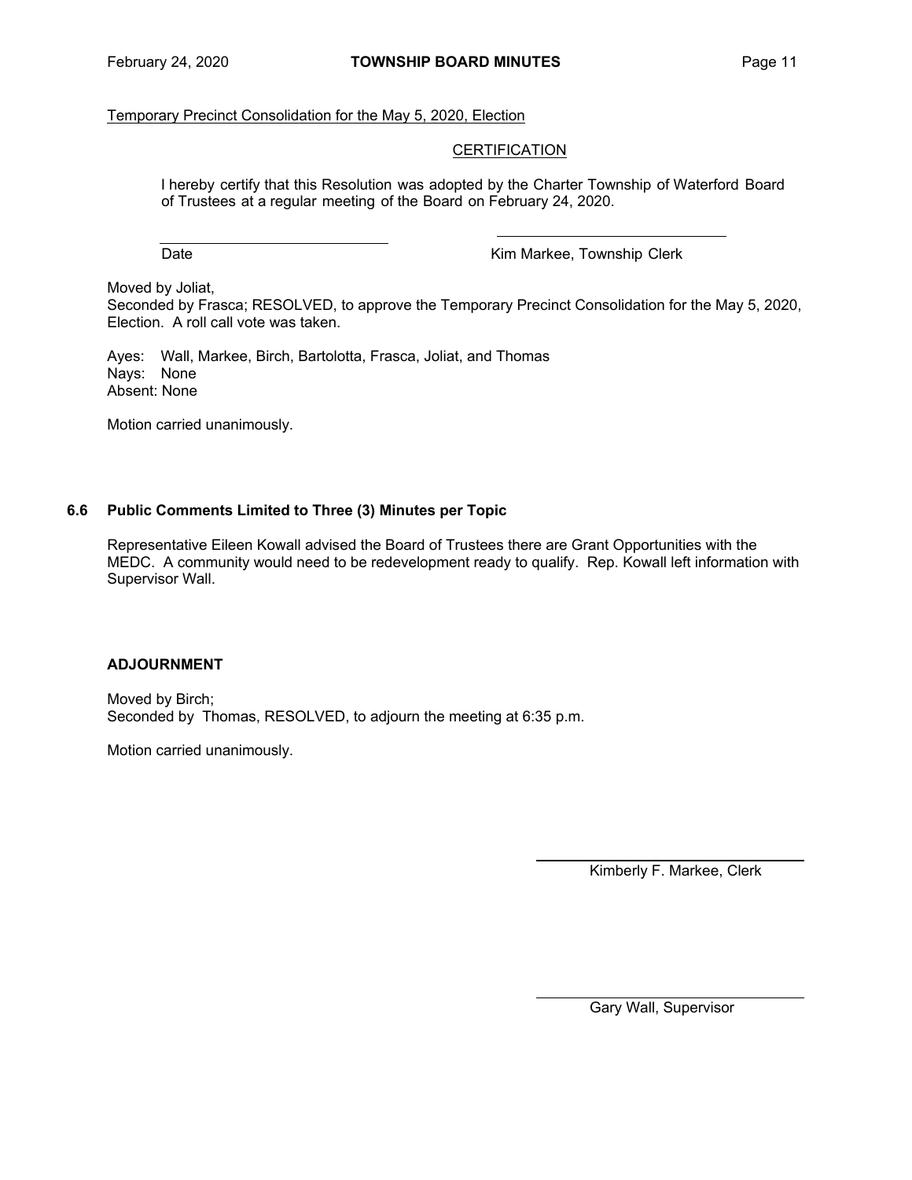Temporary Precinct Consolidation for the May 5, 2020, Election

CERTIFICATION

I hereby certify that this Resolution was adopted by the Charter Township of Waterford Board of Trustees at a regular meeting of the Board on February 24, 2020.

\_\_\_\_\_\_\_\_\_\_\_\_\_\_\_\_\_\_\_\_\_\_\_\_\_\_\_\_ \_\_\_\_\_\_\_\_\_\_\_\_\_\_\_\_\_\_\_\_\_\_\_\_\_\_\_\_

Date Kim Markee, Township Clerk

Moved by Joliat,
Seconded by Frasca; RESOLVED, to approve the Temporary Precinct Consolidation for the May 5, 2020, Election. A roll call vote was taken.

Ayes: Wall, Markee, Birch, Bartolotta, Frasca, Joliat, and Thomas
Nays: None
Absent: None

Motion carried unanimously.

### 6.6 Public Comments Limited to Three (3) Minutes per Topic

Representative Eileen Kowall advised the Board of Trustees there are Grant Opportunities with the MEDC. A community would need to be redevelopment ready to qualify. Rep. Kowall left information with Supervisor Wall.

### ADJOURNMENT

Moved by Birch;
Seconded by Thomas, RESOLVED, to adjourn the meeting at 6:35 p.m.

Motion carried unanimously.

\_\_\_\_\_\_\_\_\_\_\_\_\_\_\_\_\_\_\_\_\_\_\_\_\_\_\_\_

Kimberly F. Markee, Clerk

\_\_\_\_\_\_\_\_\_\_\_\_\_\_\_\_\_\_\_\_\_\_\_\_\_\_\_\_

Gary Wall, Supervisor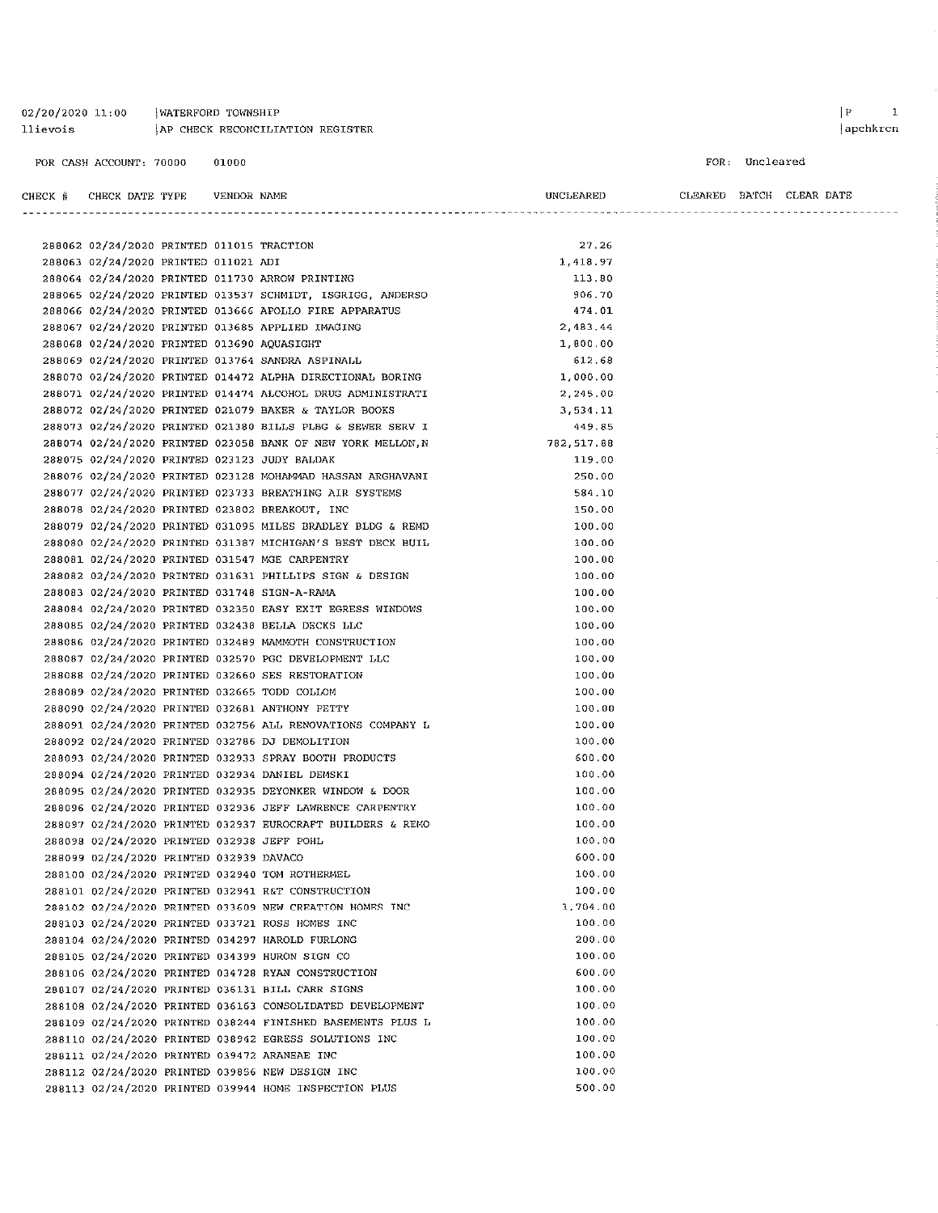02/20/2020 11:00 | WATERFORD TOWNSHIP
llievois | AP CHECK RECONCILIATION REGISTER

FOR CASH ACCOUNT: 70000 01000

FOR: Uncleared

| CHECK # | CHECK DATE | TYPE | VENDOR | NAME | UNCLEARED | CLEARED | BATCH | CLEAR DATE |
|---|---|---|---|---|---|---|---|---|
| 288062 | 02/24/2020 | PRINTED | 011015 | TRACTION | 27.26 | | | |
| 288063 | 02/24/2020 | PRINTED | 011021 | ADI | 1,418.97 | | | |
| 288064 | 02/24/2020 | PRINTED | 011730 | ARROW PRINTING | 113.80 | | | |
| 288065 | 02/24/2020 | PRINTED | 013537 | SCHMIDT, ISGRIGG, ANDERSO | 906.70 | | | |
| 288066 | 02/24/2020 | PRINTED | 013666 | APOLLO FIRE APPARATUS | 474.01 | | | |
| 288067 | 02/24/2020 | PRINTED | 013685 | APPLIED IMAGING | 2,483.44 | | | |
| 288068 | 02/24/2020 | PRINTED | 013690 | AQUASIGHT | 1,800.00 | | | |
| 288069 | 02/24/2020 | PRINTED | 013764 | SANDRA ASPINALL | 612.68 | | | |
| 288070 | 02/24/2020 | PRINTED | 014472 | ALPHA DIRECTIONAL BORING | 1,000.00 | | | |
| 288071 | 02/24/2020 | PRINTED | 014474 | ALCOHOL DRUG ADMINISTRATI | 2,245.00 | | | |
| 288072 | 02/24/2020 | PRINTED | 021079 | BAKER & TAYLOR BOOKS | 3,534.11 | | | |
| 288073 | 02/24/2020 | PRINTED | 021380 | BILLS PLBG & SEWER SERV I | 449.85 | | | |
| 288074 | 02/24/2020 | PRINTED | 023058 | BANK OF NEW YORK MELLON,N | 782,517.88 | | | |
| 288075 | 02/24/2020 | PRINTED | 023123 | JUDY BALDAK | 119.00 | | | |
| 288076 | 02/24/2020 | PRINTED | 023128 | MOHAMMAD HASSAN ARGHAVANI | 250.00 | | | |
| 288077 | 02/24/2020 | PRINTED | 023733 | BREATHING AIR SYSTEMS | 584.10 | | | |
| 288078 | 02/24/2020 | PRINTED | 023802 | BREAKOUT, INC | 150.00 | | | |
| 288079 | 02/24/2020 | PRINTED | 031095 | MILES BRADLEY BLDG & REMD | 100.00 | | | |
| 288080 | 02/24/2020 | PRINTED | 031387 | MICHIGAN'S BEST DECK BUIL | 100.00 | | | |
| 288081 | 02/24/2020 | PRINTED | 031547 | MGE CARPENTRY | 100.00 | | | |
| 288082 | 02/24/2020 | PRINTED | 031631 | PHILLIPS SIGN & DESIGN | 100.00 | | | |
| 288083 | 02/24/2020 | PRINTED | 031748 | SIGN-A-RAMA | 100.00 | | | |
| 288084 | 02/24/2020 | PRINTED | 032350 | EASY EXIT EGRESS WINDOWS | 100.00 | | | |
| 288085 | 02/24/2020 | PRINTED | 032438 | BELLA DECKS LLC | 100.00 | | | |
| 288086 | 02/24/2020 | PRINTED | 032489 | MAMMOTH CONSTRUCTION | 100.00 | | | |
| 288087 | 02/24/2020 | PRINTED | 032570 | PGC DEVELOPMENT LLC | 100.00 | | | |
| 288088 | 02/24/2020 | PRINTED | 032660 | SES RESTORATION | 100.00 | | | |
| 288089 | 02/24/2020 | PRINTED | 032665 | TODD COLLOM | 100.00 | | | |
| 288090 | 02/24/2020 | PRINTED | 032681 | ANTHONY PETTY | 100.00 | | | |
| 288091 | 02/24/2020 | PRINTED | 032756 | ALL RENOVATIONS COMPANY L | 100.00 | | | |
| 288092 | 02/24/2020 | PRINTED | 032786 | DJ DEMOLITION | 100.00 | | | |
| 288093 | 02/24/2020 | PRINTED | 032933 | SPRAY BOOTH PRODUCTS | 600.00 | | | |
| 288094 | 02/24/2020 | PRINTED | 032934 | DANIEL DEMSKI | 100.00 | | | |
| 288095 | 02/24/2020 | PRINTED | 032935 | DEYONKER WINDOW & DOOR | 100.00 | | | |
| 288096 | 02/24/2020 | PRINTED | 032936 | JEFF LAWRENCE CARPENTRY | 100.00 | | | |
| 288097 | 02/24/2020 | PRINTED | 032937 | EUROCRAFT BUILDERS & REMO | 100.00 | | | |
| 288098 | 02/24/2020 | PRINTED | 032938 | JEFF POHL | 100.00 | | | |
| 288099 | 02/24/2020 | PRINTED | 032939 | DAVACO | 600.00 | | | |
| 288100 | 02/24/2020 | PRINTED | 032940 | TOM ROTHERMEL | 100.00 | | | |
| 288101 | 02/24/2020 | PRINTED | 032941 | R&T CONSTRUCTION | 100.00 | | | |
| 288102 | 02/24/2020 | PRINTED | 033609 | NEW CREATION HOMES INC | 1,704.00 | | | |
| 288103 | 02/24/2020 | PRINTED | 033721 | ROSS HOMES INC | 100.00 | | | |
| 288104 | 02/24/2020 | PRINTED | 034297 | HAROLD FURLONG | 200.00 | | | |
| 288105 | 02/24/2020 | PRINTED | 034399 | HURON SIGN CO | 100.00 | | | |
| 288106 | 02/24/2020 | PRINTED | 034728 | RYAN CONSTRUCTION | 600.00 | | | |
| 288107 | 02/24/2020 | PRINTED | 036131 | BILL CARR SIGNS | 100.00 | | | |
| 288108 | 02/24/2020 | PRINTED | 036163 | CONSOLIDATED DEVELOPMENT | 100.00 | | | |
| 288109 | 02/24/2020 | PRINTED | 038244 | FINISHED BASEMENTS PLUS L | 100.00 | | | |
| 288110 | 02/24/2020 | PRINTED | 038942 | EGRESS SOLUTIONS INC | 100.00 | | | |
| 288111 | 02/24/2020 | PRINTED | 039472 | ARANEAE INC | 100.00 | | | |
| 288112 | 02/24/2020 | PRINTED | 039856 | NEW DESIGN INC | 100.00 | | | |
| 288113 | 02/24/2020 | PRINTED | 039944 | HOME INSPECTION PLUS | 500.00 | | | |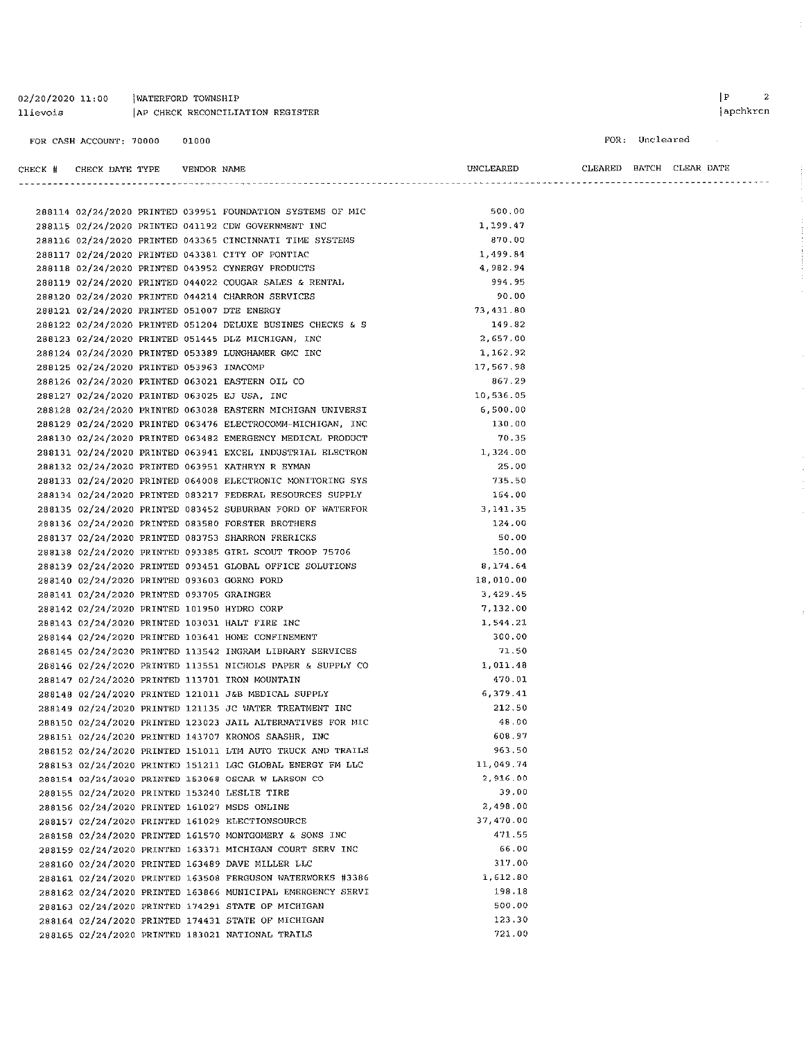02/20/2020 11:00 | WATERFORD TOWNSHIP
llievois | AP CHECK RECONCILIATION REGISTER

FOR CASH ACCOUNT: 70000 01000

FOR: Uncleared

| CHECK # | CHECK DATE | TYPE | VENDOR | NAME | UNCLEARED | CLEARED | BATCH | CLEAR DATE |
|---|---|---|---|---|---|---|---|---|
| 288114 | 02/24/2020 | PRINTED | 039951 | FOUNDATION SYSTEMS OF MIC | 500.00 | | | |
| 288115 | 02/24/2020 | PRINTED | 041192 | CDW GOVERNMENT INC | 1,199.47 | | | |
| 288116 | 02/24/2020 | PRINTED | 043365 | CINCINNATI TIME SYSTEMS | 870.00 | | | |
| 288117 | 02/24/2020 | PRINTED | 043381 | CITY OF PONTIAC | 1,499.84 | | | |
| 288118 | 02/24/2020 | PRINTED | 043952 | CYNERGY PRODUCTS | 4,982.94 | | | |
| 288119 | 02/24/2020 | PRINTED | 044022 | COUGAR SALES & RENTAL | 994.95 | | | |
| 288120 | 02/24/2020 | PRINTED | 044214 | CHARRON SERVICES | 90.00 | | | |
| 288121 | 02/24/2020 | PRINTED | 051007 | DTE ENERGY | 73,431.80 | | | |
| 288122 | 02/24/2020 | PRINTED | 051204 | DELUXE BUSINES CHECKS & S | 149.82 | | | |
| 288123 | 02/24/2020 | PRINTED | 051445 | DLZ MICHIGAN, INC | 2,657.00 | | | |
| 288124 | 02/24/2020 | PRINTED | 053389 | LUNGHAMER GMC INC | 1,162.92 | | | |
| 288125 | 02/24/2020 | PRINTED | 053963 | INACOMP | 17,567.98 | | | |
| 288126 | 02/24/2020 | PRINTED | 063021 | EASTERN OIL CO | 867.29 | | | |
| 288127 | 02/24/2020 | PRINTED | 063025 | EJ USA, INC | 10,536.05 | | | |
| 288128 | 02/24/2020 | PRINTED | 063028 | EASTERN MICHIGAN UNIVERSI | 6,500.00 | | | |
| 288129 | 02/24/2020 | PRINTED | 063476 | ELECTROCOMM-MICHIGAN, INC | 130.00 | | | |
| 288130 | 02/24/2020 | PRINTED | 063482 | EMERGENCY MEDICAL PRODUCT | 70.35 | | | |
| 288131 | 02/24/2020 | PRINTED | 063941 | EXCEL INDUSTRIAL ELECTRON | 1,324.00 | | | |
| 288132 | 02/24/2020 | PRINTED | 063951 | KATHRYN R EYMAN | 25.00 | | | |
| 288133 | 02/24/2020 | PRINTED | 064008 | ELECTRONIC MONITORING SYS | 735.50 | | | |
| 288134 | 02/24/2020 | PRINTED | 083217 | FEDERAL RESOURCES SUPPLY | 164.00 | | | |
| 288135 | 02/24/2020 | PRINTED | 083452 | SUBURBAN FORD OF WATERFOR | 3,141.35 | | | |
| 288136 | 02/24/2020 | PRINTED | 083580 | FORSTER BROTHERS | 124.00 | | | |
| 288137 | 02/24/2020 | PRINTED | 083753 | SHARRON FRERICKS | 50.00 | | | |
| 288138 | 02/24/2020 | PRINTED | 093385 | GIRL SCOUT TROOP 75706 | 150.00 | | | |
| 288139 | 02/24/2020 | PRINTED | 093451 | GLOBAL OFFICE SOLUTIONS | 8,174.64 | | | |
| 288140 | 02/24/2020 | PRINTED | 093603 | GORNO FORD | 18,010.00 | | | |
| 288141 | 02/24/2020 | PRINTED | 093705 | GRAINGER | 3,429.45 | | | |
| 288142 | 02/24/2020 | PRINTED | 101950 | HYDRO CORP | 7,132.00 | | | |
| 288143 | 02/24/2020 | PRINTED | 103031 | HALT FIRE INC | 1,544.21 | | | |
| 288144 | 02/24/2020 | PRINTED | 103641 | HOME CONFINEMENT | 300.00 | | | |
| 288145 | 02/24/2020 | PRINTED | 113542 | INGRAM LIBRARY SERVICES | 71.50 | | | |
| 288146 | 02/24/2020 | PRINTED | 113551 | NICHOLS PAPER & SUPPLY CO | 1,011.48 | | | |
| 288147 | 02/24/2020 | PRINTED | 113701 | IRON MOUNTAIN | 470.01 | | | |
| 288148 | 02/24/2020 | PRINTED | 121011 | J&B MEDICAL SUPPLY | 6,379.41 | | | |
| 288149 | 02/24/2020 | PRINTED | 121135 | JC WATER TREATMENT INC | 212.50 | | | |
| 288150 | 02/24/2020 | PRINTED | 123023 | JAIL ALTERNATIVES FOR MIC | 48.00 | | | |
| 288151 | 02/24/2020 | PRINTED | 143707 | KRONOS SAASHR, INC | 608.97 | | | |
| 288152 | 02/24/2020 | PRINTED | 151011 | LTM AUTO TRUCK AND TRAILE | 963.50 | | | |
| 288153 | 02/24/2020 | PRINTED | 151211 | LGC GLOBAL ENERGY FM LLC | 11,049.74 | | | |
| 288154 | 02/24/2020 | PRINTED | 153068 | OSCAR W LARSON CO | 2,916.00 | | | |
| 288155 | 02/24/2020 | PRINTED | 153240 | LESLIE TIRE | 39.00 | | | |
| 288156 | 02/24/2020 | PRINTED | 161027 | MSDS ONLINE | 2,498.00 | | | |
| 288157 | 02/24/2020 | PRINTED | 161029 | ELECTIONSOURCE | 37,470.00 | | | |
| 288158 | 02/24/2020 | PRINTED | 161570 | MONTGOMERY & SONS INC | 471.55 | | | |
| 288159 | 02/24/2020 | PRINTED | 163371 | MICHIGAN COURT SERV INC | 66.00 | | | |
| 288160 | 02/24/2020 | PRINTED | 163489 | DAVE MILLER LLC | 317.00 | | | |
| 288161 | 02/24/2020 | PRINTED | 163508 | FERGUSON WATERWORKS #3386 | 1,612.80 | | | |
| 288162 | 02/24/2020 | PRINTED | 163866 | MUNICIPAL EMERGENCY SERVI | 198.18 | | | |
| 288163 | 02/24/2020 | PRINTED | 174291 | STATE OF MICHIGAN | 500.00 | | | |
| 288164 | 02/24/2020 | PRINTED | 174431 | STATE OF MICHIGAN | 123.30 | | | |
| 288165 | 02/24/2020 | PRINTED | 183021 | NATIONAL TRAILS | 721.00 | | | |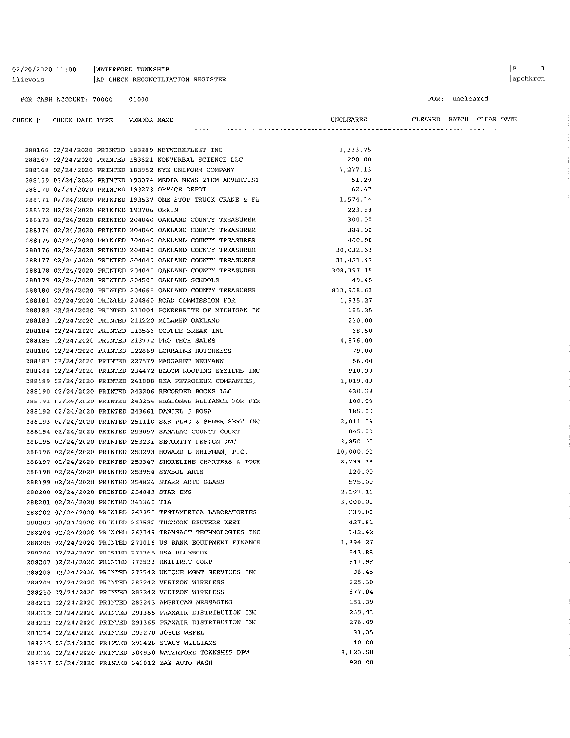02/20/2020 11:00 | WATERFORD TOWNSHIP
llievois | AP CHECK RECONCILIATION REGISTER

FOR CASH ACCOUNT: 70000 01000

FOR: Uncleared

| CHECK # | CHECK DATE | TYPE | VENDOR | NAME | UNCLEARED | CLEARED | BATCH | CLEAR DATE |
|---|---|---|---|---|---|---|---|---|
| 288166 | 02/24/2020 | PRINTED | 183289 | NETWORKFLEET INC | 1,333.75 | | | |
| 288167 | 02/24/2020 | PRINTED | 183621 | NONVERBAL SCIENCE LLC | 200.00 | | | |
| 288168 | 02/24/2020 | PRINTED | 183952 | NYE UNIFORM COMPANY | 7,277.13 | | | |
| 288169 | 02/24/2020 | PRINTED | 193074 | MEDIA NEWS-21CM ADVERTISI | 51.20 | | | |
| 288170 | 02/24/2020 | PRINTED | 193273 | OFFICE DEPOT | 62.67 | | | |
| 288171 | 02/24/2020 | PRINTED | 193537 | ONE STOP TRUCK CRANE & FL | 1,574.14 | | | |
| 288172 | 02/24/2020 | PRINTED | 193706 | ORKIN | 223.98 | | | |
| 288173 | 02/24/2020 | PRINTED | 204040 | OAKLAND COUNTY TREASURER | 300.00 | | | |
| 288174 | 02/24/2020 | PRINTED | 204040 | OAKLAND COUNTY TREASURER | 384.00 | | | |
| 288175 | 02/24/2020 | PRINTED | 204040 | OAKLAND COUNTY TREASURER | 400.00 | | | |
| 288176 | 02/24/2020 | PRINTED | 204040 | OAKLAND COUNTY TREASURER | 30,032.63 | | | |
| 288177 | 02/24/2020 | PRINTED | 204040 | OAKLAND COUNTY TREASURER | 31,421.47 | | | |
| 288178 | 02/24/2020 | PRINTED | 204040 | OAKLAND COUNTY TREASURER | 308,397.15 | | | |
| 288179 | 02/24/2020 | PRINTED | 204505 | OAKLAND SCHOOLS | 49.45 | | | |
| 288180 | 02/24/2020 | PRINTED | 204665 | OAKLAND COUNTY TREASURER | 813,958.63 | | | |
| 288181 | 02/24/2020 | PRINTED | 204860 | ROAD COMMISSION FOR | 1,935.27 | | | |
| 288182 | 02/24/2020 | PRINTED | 211004 | POWERBRITE OF MICHIGAN IN | 185.35 | | | |
| 288183 | 02/24/2020 | PRINTED | 211220 | MCLAREN OAKLAND | 230.00 | | | |
| 288184 | 02/24/2020 | PRINTED | 213566 | COFFEE BREAK INC | 68.50 | | | |
| 288185 | 02/24/2020 | PRINTED | 213772 | PRO-TECH SALES | 4,876.00 | | | |
| 288186 | 02/24/2020 | PRINTED | 222869 | LORRAINE HOTCHKISS | 79.00 | | | |
| 288187 | 02/24/2020 | PRINTED | 227579 | MARGARET NEUMANN | 56.00 | | | |
| 288188 | 02/24/2020 | PRINTED | 234472 | BLOOM ROOFING SYSTEMS INC | 910.90 | | | |
| 288189 | 02/24/2020 | PRINTED | 241008 | RKA PETROLEUM COMPANIES, | 1,019.49 | | | |
| 288190 | 02/24/2020 | PRINTED | 243206 | RECORDED BOOKS LLC | 430.29 | | | |
| 288191 | 02/24/2020 | PRINTED | 243254 | REGIONAL ALLIANCE FOR FIR | 100.00 | | | |
| 288192 | 02/24/2020 | PRINTED | 243661 | DANIEL J ROSA | 185.00 | | | |
| 288193 | 02/24/2020 | PRINTED | 251110 | S&B PLBG & SEWER SERV INC | 2,011.59 | | | |
| 288194 | 02/24/2020 | PRINTED | 253057 | SANALAC COUNTY COURT | 845.00 | | | |
| 288195 | 02/24/2020 | PRINTED | 253231 | SECURITY DESIGN INC | 3,850.00 | | | |
| 288196 | 02/24/2020 | PRINTED | 253293 | HOWARD L SHIFMAN, P.C. | 10,000.00 | | | |
| 288197 | 02/24/2020 | PRINTED | 253347 | SHORELINE CHARTERS & TOUR | 8,739.38 | | | |
| 288198 | 02/24/2020 | PRINTED | 253954 | SYMBOL ARTS | 120.00 | | | |
| 288199 | 02/24/2020 | PRINTED | 254826 | STARR AUTO GLASS | 575.00 | | | |
| 288200 | 02/24/2020 | PRINTED | 254843 | STAR EMS | 2,107.16 | | | |
| 288201 | 02/24/2020 | PRINTED | 261360 | TIA | 3,000.00 | | | |
| 288202 | 02/24/2020 | PRINTED | 263255 | TESTAMERICA LABORATORIES | 239.00 | | | |
| 288203 | 02/24/2020 | PRINTED | 263582 | THOMSON REUTERS-WEST | 427.81 | | | |
| 288204 | 02/24/2020 | PRINTED | 263749 | TRANSACT TECHNOLOGIES INC | 142.42 | | | |
| 288205 | 02/24/2020 | PRINTED | 271016 | US BANK EQUIPMENT FINANCE | 1,894.27 | | | |
| 288206 | 02/24/2020 | PRINTED | 271765 | USA BLUEBOOK | 543.88 | | | |
| 288207 | 02/24/2020 | PRINTED | 273533 | UNIFIRST CORP | 941.99 | | | |
| 288208 | 02/24/2020 | PRINTED | 273542 | UNIQUE MGMT SERVICES INC | 98.45 | | | |
| 288209 | 02/24/2020 | PRINTED | 283242 | VERIZON WIRELESS | 225.30 | | | |
| 288210 | 02/24/2020 | PRINTED | 283242 | VERIZON WIRELESS | 877.84 | | | |
| 288211 | 02/24/2020 | PRINTED | 283243 | AMERICAN MESSAGING | 151.39 | | | |
| 288212 | 02/24/2020 | PRINTED | 291365 | PRAXAIR DISTRIBUTION INC | 269.93 | | | |
| 288213 | 02/24/2020 | PRINTED | 291365 | PRAXAIR DISTRIBUTION INC | 276.09 | | | |
| 288214 | 02/24/2020 | PRINTED | 293270 | JOYCE WEFEL | 31.35 | | | |
| 288215 | 02/24/2020 | PRINTED | 293426 | STACY WILLIAMS | 40.00 | | | |
| 288216 | 02/24/2020 | PRINTED | 304930 | WATERFORD TOWNSHIP DPW | 8,623.58 | | | |
| 288217 | 02/24/2020 | PRINTED | 343012 | ZAX AUTO WASH | 920.00 | | | |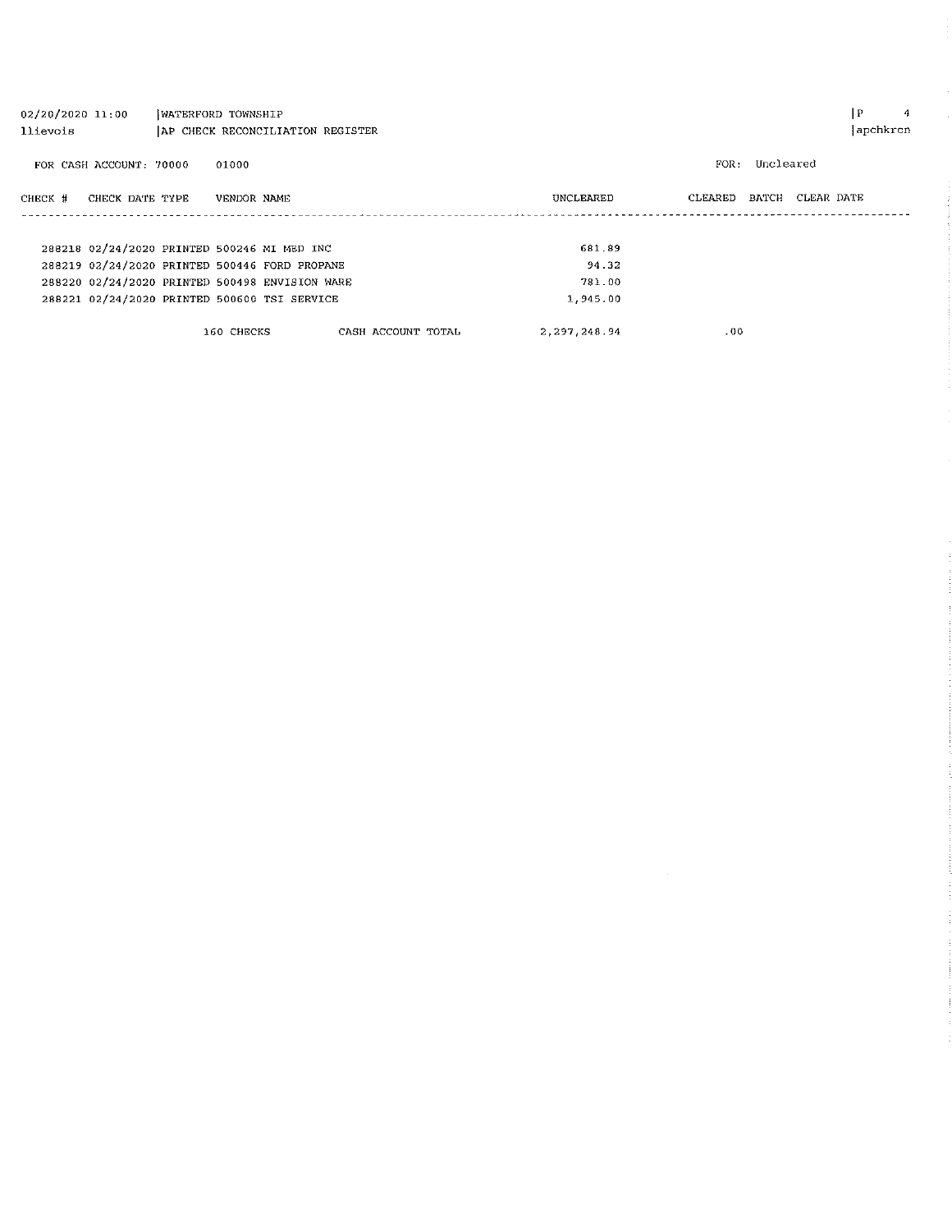02/20/2020 11:00 | WATERFORD TOWNSHIP
llievois | AP CHECK RECONCILIATION REGISTER

FOR CASH ACCOUNT: 70000 01000

FOR: Uncleared

| CHECK # | CHECK DATE | TYPE | VENDOR NAME | UNCLEARED | CLEARED | BATCH | CLEAR DATE |
|---|---|---|---|---|---|---|---|
| 288218 | 02/24/2020 | PRINTED | 500246 MI MED INC | 681.89 | | | |
| 288219 | 02/24/2020 | PRINTED | 500446 FORD PROPANE | 94.32 | | | |
| 288220 | 02/24/2020 | PRINTED | 500498 ENVISION WARE | 781.00 | | | |
| 288221 | 02/24/2020 | PRINTED | 500600 TSI SERVICE | 1,945.00 | | | |
| | | 160 CHECKS | CASH ACCOUNT TOTAL | 2,297,248.94 | .00 | | |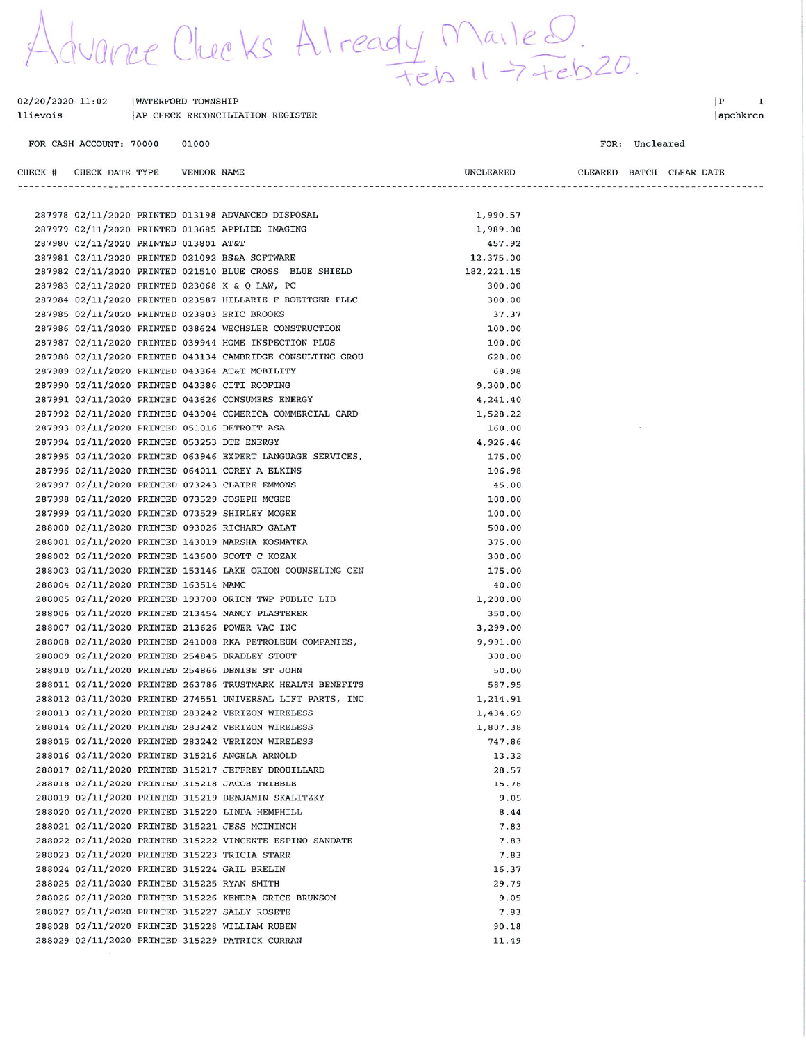*Advance Checks Already Mailed. Feb 11 -> Feb 20.*

02/20/2020 11:02 | WATERFORD TOWNSHIP
llievois | AP CHECK RECONCILIATION REGISTER

|P 1
|apchkrcn

FOR CASH ACCOUNT: 70000 01000

FOR: Uncleared

| CHECK # | CHECK DATE | TYPE | VENDOR NAME | UNCLEARED | CLEARED | BATCH | CLEAR DATE |
|---|---|---|---|---|---|---|---|
| 287978 | 02/11/2020 | PRINTED | 013198 ADVANCED DISPOSAL | 1,990.57 | | | |
| 287979 | 02/11/2020 | PRINTED | 013685 APPLIED IMAGING | 1,989.00 | | | |
| 287980 | 02/11/2020 | PRINTED | 013801 AT&T | 457.92 | | | |
| 287981 | 02/11/2020 | PRINTED | 021092 BS&A SOFTWARE | 12,375.00 | | | |
| 287982 | 02/11/2020 | PRINTED | 021510 BLUE CROSS BLUE SHIELD | 182,221.15 | | | |
| 287983 | 02/11/2020 | PRINTED | 023068 K & Q LAW, PC | 300.00 | | | |
| 287984 | 02/11/2020 | PRINTED | 023587 HILLARIE F BOETTGER PLLC | 300.00 | | | |
| 287985 | 02/11/2020 | PRINTED | 023803 ERIC BROOKS | 37.37 | | | |
| 287986 | 02/11/2020 | PRINTED | 038624 WECHSLER CONSTRUCTION | 100.00 | | | |
| 287987 | 02/11/2020 | PRINTED | 039944 HOME INSPECTION PLUS | 100.00 | | | |
| 287988 | 02/11/2020 | PRINTED | 043134 CAMBRIDGE CONSULTING GROU | 628.00 | | | |
| 287989 | 02/11/2020 | PRINTED | 043364 AT&T MOBILITY | 68.98 | | | |
| 287990 | 02/11/2020 | PRINTED | 043386 CITI ROOFING | 9,300.00 | | | |
| 287991 | 02/11/2020 | PRINTED | 043626 CONSUMERS ENERGY | 4,241.40 | | | |
| 287992 | 02/11/2020 | PRINTED | 043904 COMERICA COMMERCIAL CARD | 1,528.22 | | | |
| 287993 | 02/11/2020 | PRINTED | 051016 DETROIT ASA | 160.00 | | | |
| 287994 | 02/11/2020 | PRINTED | 053253 DTE ENERGY | 4,926.46 | | | |
| 287995 | 02/11/2020 | PRINTED | 063946 EXPERT LANGUAGE SERVICES, | 175.00 | | | |
| 287996 | 02/11/2020 | PRINTED | 064011 COREY A ELKINS | 106.98 | | | |
| 287997 | 02/11/2020 | PRINTED | 073243 CLAIRE EMMONS | 45.00 | | | |
| 287998 | 02/11/2020 | PRINTED | 073529 JOSEPH MCGEE | 100.00 | | | |
| 287999 | 02/11/2020 | PRINTED | 073529 SHIRLEY MCGEE | 100.00 | | | |
| 288000 | 02/11/2020 | PRINTED | 093026 RICHARD GALAT | 500.00 | | | |
| 288001 | 02/11/2020 | PRINTED | 143019 MARSHA KOSMATKA | 375.00 | | | |
| 288002 | 02/11/2020 | PRINTED | 143600 SCOTT C KOZAK | 300.00 | | | |
| 288003 | 02/11/2020 | PRINTED | 153146 LAKE ORION COUNSELING CEN | 175.00 | | | |
| 288004 | 02/11/2020 | PRINTED | 163514 MAMC | 40.00 | | | |
| 288005 | 02/11/2020 | PRINTED | 193708 ORION TWP PUBLIC LIB | 1,200.00 | | | |
| 288006 | 02/11/2020 | PRINTED | 213454 NANCY PLASTERER | 350.00 | | | |
| 288007 | 02/11/2020 | PRINTED | 213626 POWER VAC INC | 3,299.00 | | | |
| 288008 | 02/11/2020 | PRINTED | 241008 RKA PETROLEUM COMPANIES, | 9,991.00 | | | |
| 288009 | 02/11/2020 | PRINTED | 254845 BRADLEY STOUT | 300.00 | | | |
| 288010 | 02/11/2020 | PRINTED | 254866 DENISE ST JOHN | 50.00 | | | |
| 288011 | 02/11/2020 | PRINTED | 263786 TRUSTMARK HEALTH BENEFITS | 587.95 | | | |
| 288012 | 02/11/2020 | PRINTED | 274551 UNIVERSAL LIFT PARTS, INC | 1,214.91 | | | |
| 288013 | 02/11/2020 | PRINTED | 283242 VERIZON WIRELESS | 1,434.69 | | | |
| 288014 | 02/11/2020 | PRINTED | 283242 VERIZON WIRELESS | 1,807.38 | | | |
| 288015 | 02/11/2020 | PRINTED | 283242 VERIZON WIRELESS | 747.86 | | | |
| 288016 | 02/11/2020 | PRINTED | 315216 ANGELA ARNOLD | 13.32 | | | |
| 288017 | 02/11/2020 | PRINTED | 315217 JEFFREY DROUILLARD | 28.57 | | | |
| 288018 | 02/11/2020 | PRINTED | 315218 JACOB TRIBBLE | 15.76 | | | |
| 288019 | 02/11/2020 | PRINTED | 315219 BENJAMIN SKALITZKY | 9.05 | | | |
| 288020 | 02/11/2020 | PRINTED | 315220 LINDA HEMPHILL | 8.44 | | | |
| 288021 | 02/11/2020 | PRINTED | 315221 JESS MCININCH | 7.83 | | | |
| 288022 | 02/11/2020 | PRINTED | 315222 VINCENTE ESPINO-SANDATE | 7.83 | | | |
| 288023 | 02/11/2020 | PRINTED | 315223 TRICIA STARR | 7.83 | | | |
| 288024 | 02/11/2020 | PRINTED | 315224 GAIL BRELIN | 16.37 | | | |
| 288025 | 02/11/2020 | PRINTED | 315225 RYAN SMITH | 29.79 | | | |
| 288026 | 02/11/2020 | PRINTED | 315226 KENDRA GRICE-BRUNSON | 9.05 | | | |
| 288027 | 02/11/2020 | PRINTED | 315227 SALLY ROSETE | 7.83 | | | |
| 288028 | 02/11/2020 | PRINTED | 315228 WILLIAM RUBEN | 90.18 | | | |
| 288029 | 02/11/2020 | PRINTED | 315229 PATRICK CURRAN | 11.49 | | | |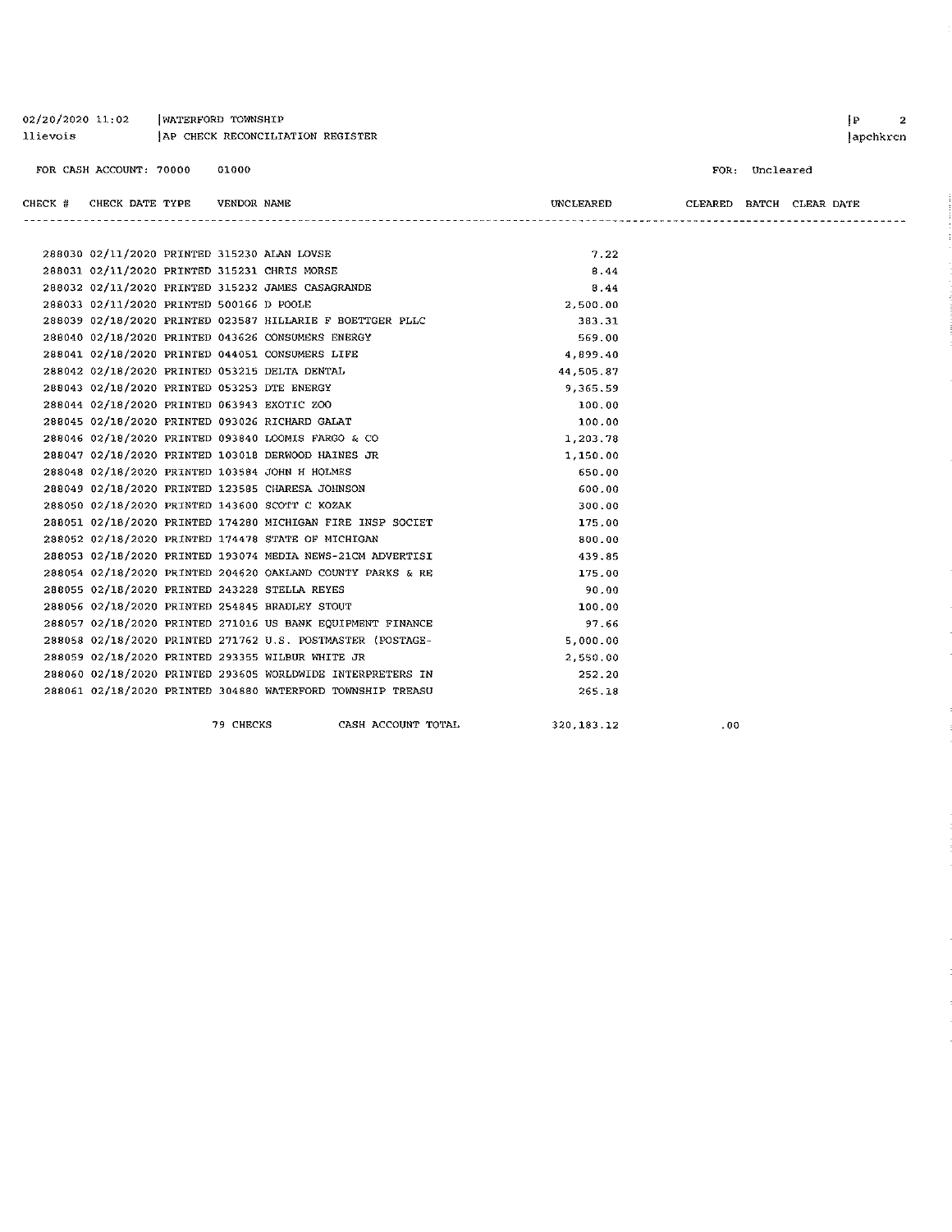WATERFORD TOWNSHIP
AP CHECK RECONCILIATION REGISTER

FOR CASH ACCOUNT: 70000 01000

FOR: Uncleared

| CHECK # | CHECK DATE | TYPE | VENDOR | NAME | UNCLEARED | CLEARED | BATCH | CLEAR DATE |
|---|---|---|---|---|---|---|---|---|
| 288030 | 02/11/2020 | PRINTED | 315230 | ALAN LOVSE | 7.22 | | | |
| 288031 | 02/11/2020 | PRINTED | 315231 | CHRIS MORSE | 8.44 | | | |
| 288032 | 02/11/2020 | PRINTED | 315232 | JAMES CASAGRANDE | 8.44 | | | |
| 288033 | 02/11/2020 | PRINTED | 500166 | D POOLE | 2,500.00 | | | |
| 288039 | 02/18/2020 | PRINTED | 023587 | HILLARIE F BOETTGER PLLC | 383.31 | | | |
| 288040 | 02/18/2020 | PRINTED | 043626 | CONSUMERS ENERGY | 569.00 | | | |
| 288041 | 02/18/2020 | PRINTED | 044051 | CONSUMERS LIFE | 4,899.40 | | | |
| 288042 | 02/18/2020 | PRINTED | 053215 | DELTA DENTAL | 44,505.87 | | | |
| 288043 | 02/18/2020 | PRINTED | 053253 | DTE ENERGY | 9,365.59 | | | |
| 288044 | 02/18/2020 | PRINTED | 063943 | EXOTIC ZOO | 100.00 | | | |
| 288045 | 02/18/2020 | PRINTED | 093026 | RICHARD GALAT | 100.00 | | | |
| 288046 | 02/18/2020 | PRINTED | 093840 | LOOMIS FARGO & CO | 1,203.78 | | | |
| 288047 | 02/18/2020 | PRINTED | 103018 | DERWOOD HAINES JR | 1,150.00 | | | |
| 288048 | 02/18/2020 | PRINTED | 103584 | JOHN H HOLMES | 650.00 | | | |
| 288049 | 02/18/2020 | PRINTED | 123585 | CHARESA JOHNSON | 600.00 | | | |
| 288050 | 02/18/2020 | PRINTED | 143600 | SCOTT C KOZAK | 300.00 | | | |
| 288051 | 02/18/2020 | PRINTED | 174280 | MICHIGAN FIRE INSP SOCIET | 175.00 | | | |
| 288052 | 02/18/2020 | PRINTED | 174478 | STATE OF MICHIGAN | 800.00 | | | |
| 288053 | 02/18/2020 | PRINTED | 193074 | MEDIA NEWS-21CM ADVERTISI | 439.85 | | | |
| 288054 | 02/18/2020 | PRINTED | 204620 | OAKLAND COUNTY PARKS & RE | 175.00 | | | |
| 288055 | 02/18/2020 | PRINTED | 243228 | STELLA REYES | 90.00 | | | |
| 288056 | 02/18/2020 | PRINTED | 254845 | BRADLEY STOUT | 100.00 | | | |
| 288057 | 02/18/2020 | PRINTED | 271016 | US BANK EQUIPMENT FINANCE | 97.66 | | | |
| 288058 | 02/18/2020 | PRINTED | 271762 | U.S. POSTMASTER (POSTAGE- | 5,000.00 | | | |
| 288059 | 02/18/2020 | PRINTED | 293355 | WILBUR WHITE JR | 2,550.00 | | | |
| 288060 | 02/18/2020 | PRINTED | 293605 | WORLDWIDE INTERPRETERS IN | 252.20 | | | |
| 288061 | 02/18/2020 | PRINTED | 304880 | WATERFORD TOWNSHIP TREASU | 265.18 | | | |
| | | | 79 CHECKS | CASH ACCOUNT TOTAL | 320,183.12 | .00 | | |